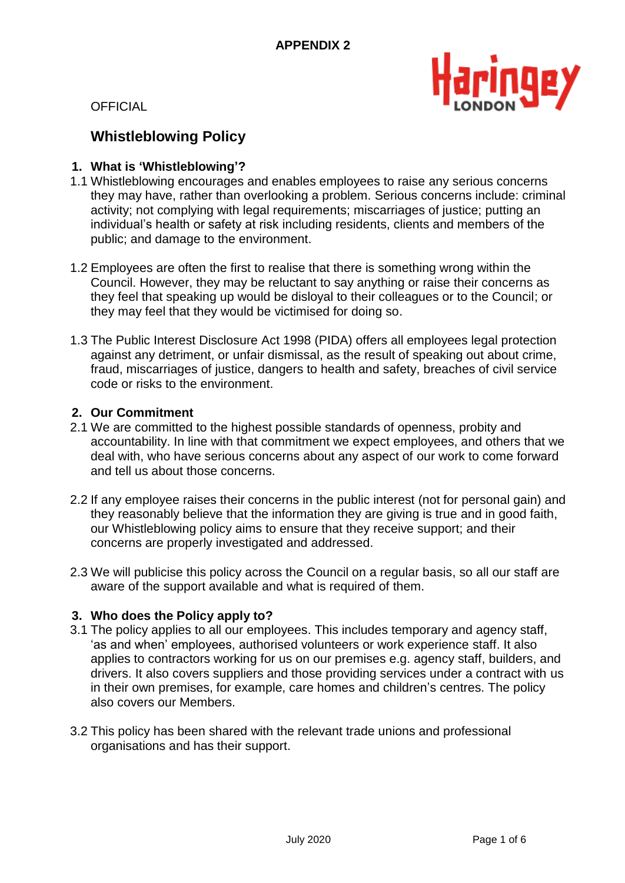APPENDIX 2

OFFICIAL

# Whistleblowing Policy

## 1. What is 'Whistleblowing'?

1.1 Whistleblowing encourages and enables employees to raise any serious concerns they may have, rather than overlooking a problem. Serious concerns include: criminal activity; not complying with legal requirements; miscarriages of justice; putting an individual's health or safety at risk including residents, clients and members of the public; and damage to the environment.

1.2 Employees are often the first to realise that there is something wrong within the Council. However, they may be reluctant to say anything or raise their concerns as they feel that speaking up would be disloyal to their colleagues or to the Council; or they may feel that they would be victimised for doing so.

1.3 The Public Interest Disclosure Act 1998 (PIDA) offers all employees legal protection against any detriment, or unfair dismissal, as the result of speaking out about crime, fraud, miscarriages of justice, dangers to health and safety, breaches of civil service code or risks to the environment.

## 2. Our Commitment

2.1 We are committed to the highest possible standards of openness, probity and accountability. In line with that commitment we expect employees, and others that we deal with, who have serious concerns about any aspect of our work to come forward and tell us about those concerns.

2.2 If any employee raises their concerns in the public interest (not for personal gain) and they reasonably believe that the information they are giving is true and in good faith, our Whistleblowing policy aims to ensure that they receive support; and their concerns are properly investigated and addressed.

2.3 We will publicise this policy across the Council on a regular basis, so all our staff are aware of the support available and what is required of them.

## 3. Who does the Policy apply to?

3.1 The policy applies to all our employees. This includes temporary and agency staff, 'as and when' employees, authorised volunteers or work experience staff. It also applies to contractors working for us on our premises e.g. agency staff, builders, and drivers. It also covers suppliers and those providing services under a contract with us in their own premises, for example, care homes and children's centres. The policy also covers our Members.

3.2 This policy has been shared with the relevant trade unions and professional organisations and has their support.

July 2020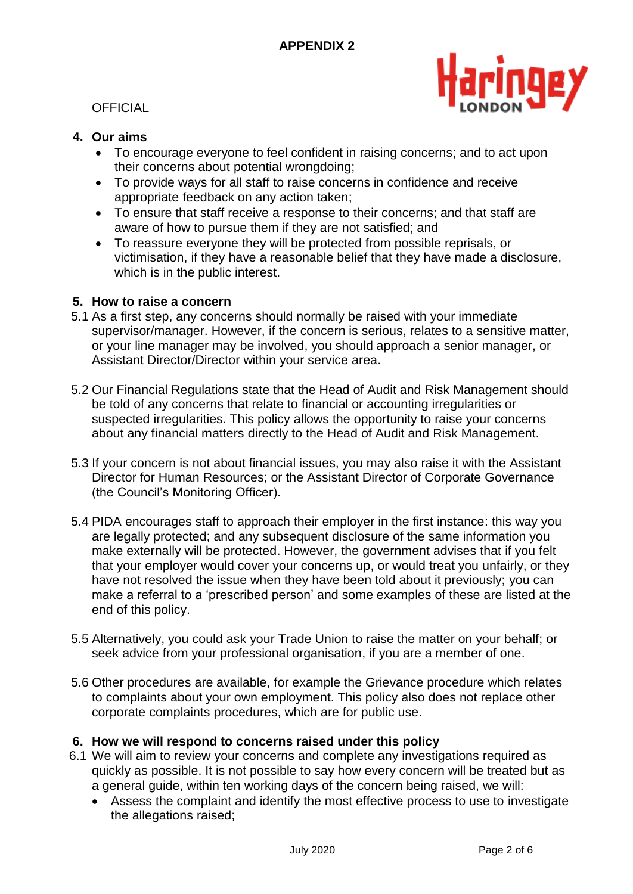## 4. Our aims

- To encourage everyone to feel confident in raising concerns; and to act upon their concerns about potential wrongdoing;
- To provide ways for all staff to raise concerns in confidence and receive appropriate feedback on any action taken;
- To ensure that staff receive a response to their concerns; and that staff are aware of how to pursue them if they are not satisfied; and
- To reassure everyone they will be protected from possible reprisals, or victimisation, if they have a reasonable belief that they have made a disclosure, which is in the public interest.

## 5. How to raise a concern

5.1 As a first step, any concerns should normally be raised with your immediate supervisor/manager. However, if the concern is serious, relates to a sensitive matter, or your line manager may be involved, you should approach a senior manager, or Assistant Director/Director within your service area.

5.2 Our Financial Regulations state that the Head of Audit and Risk Management should be told of any concerns that relate to financial or accounting irregularities or suspected irregularities. This policy allows the opportunity to raise your concerns about any financial matters directly to the Head of Audit and Risk Management.

5.3 If your concern is not about financial issues, you may also raise it with the Assistant Director for Human Resources; or the Assistant Director of Corporate Governance (the Council's Monitoring Officer).

5.4 PIDA encourages staff to approach their employer in the first instance: this way you are legally protected; and any subsequent disclosure of the same information you make externally will be protected. However, the government advises that if you felt that your employer would cover your concerns up, or would treat you unfairly, or they have not resolved the issue when they have been told about it previously; you can make a referral to a 'prescribed person' and some examples of these are listed at the end of this policy.

5.5 Alternatively, you could ask your Trade Union to raise the matter on your behalf; or seek advice from your professional organisation, if you are a member of one.

5.6 Other procedures are available, for example the Grievance procedure which relates to complaints about your own employment. This policy also does not replace other corporate complaints procedures, which are for public use.

## 6. How we will respond to concerns raised under this policy

6.1 We will aim to review your concerns and complete any investigations required as quickly as possible. It is not possible to say how every concern will be treated but as a general guide, within ten working days of the concern being raised, we will:

- Assess the complaint and identify the most effective process to use to investigate the allegations raised;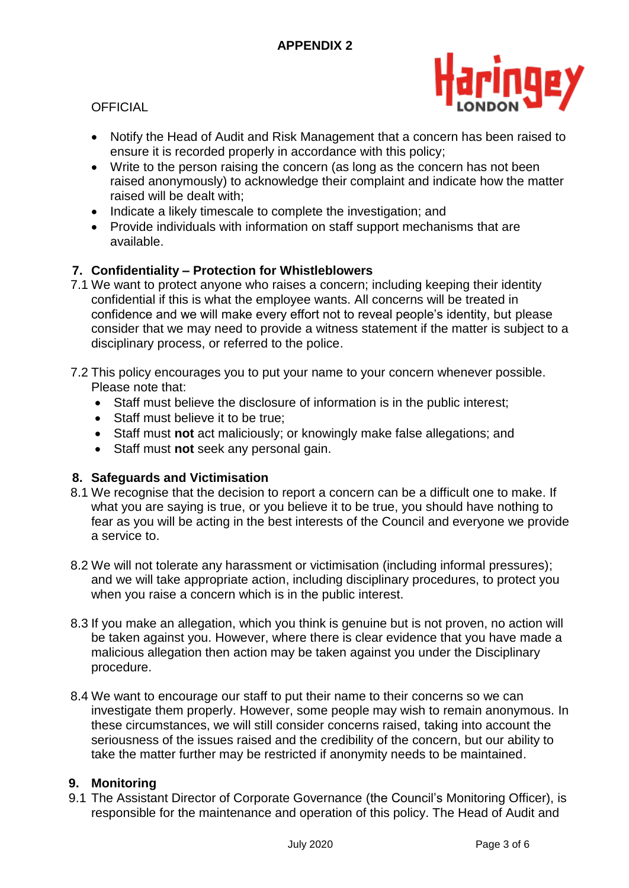- Notify the Head of Audit and Risk Management that a concern has been raised to ensure it is recorded properly in accordance with this policy;
- Write to the person raising the concern (as long as the concern has not been raised anonymously) to acknowledge their complaint and indicate how the matter raised will be dealt with;
- Indicate a likely timescale to complete the investigation; and
- Provide individuals with information on staff support mechanisms that are available.

## 7. Confidentiality – Protection for Whistleblowers

7.1 We want to protect anyone who raises a concern; including keeping their identity confidential if this is what the employee wants. All concerns will be treated in confidence and we will make every effort not to reveal people's identity, but please consider that we may need to provide a witness statement if the matter is subject to a disciplinary process, or referred to the police.

7.2 This policy encourages you to put your name to your concern whenever possible. Please note that:

- Staff must believe the disclosure of information is in the public interest;
- Staff must believe it to be true;
- Staff must **not** act maliciously; or knowingly make false allegations; and
- Staff must **not** seek any personal gain.

## 8. Safeguards and Victimisation

8.1 We recognise that the decision to report a concern can be a difficult one to make. If what you are saying is true, or you believe it to be true, you should have nothing to fear as you will be acting in the best interests of the Council and everyone we provide a service to.

8.2 We will not tolerate any harassment or victimisation (including informal pressures); and we will take appropriate action, including disciplinary procedures, to protect you when you raise a concern which is in the public interest.

8.3 If you make an allegation, which you think is genuine but is not proven, no action will be taken against you. However, where there is clear evidence that you have made a malicious allegation then action may be taken against you under the Disciplinary procedure.

8.4 We want to encourage our staff to put their name to their concerns so we can investigate them properly. However, some people may wish to remain anonymous. In these circumstances, we will still consider concerns raised, taking into account the seriousness of the issues raised and the credibility of the concern, but our ability to take the matter further may be restricted if anonymity needs to be maintained.

## 9. Monitoring

9.1 The Assistant Director of Corporate Governance (the Council's Monitoring Officer), is responsible for the maintenance and operation of this policy. The Head of Audit and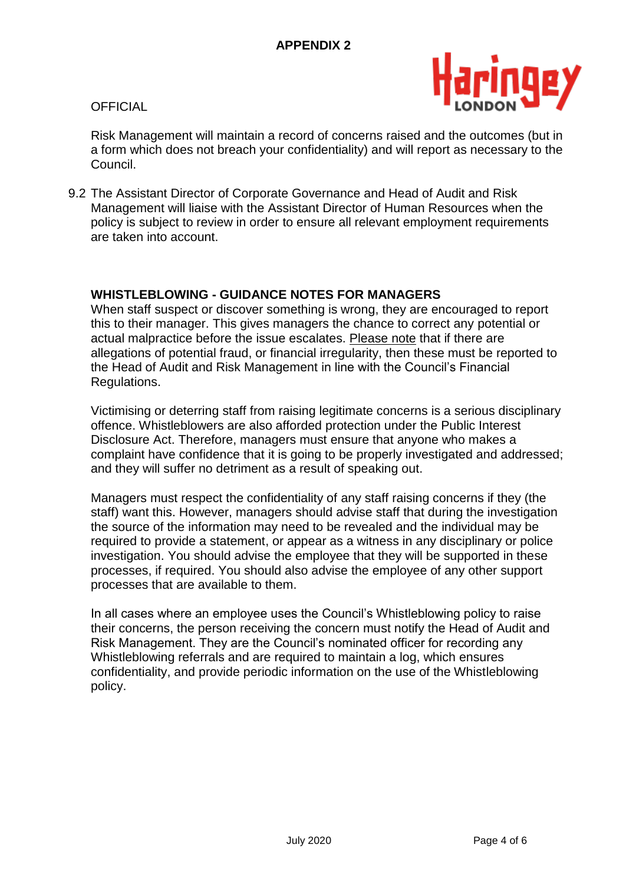Risk Management will maintain a record of concerns raised and the outcomes (but in a form which does not breach your confidentiality) and will report as necessary to the Council.

9.2 The Assistant Director of Corporate Governance and Head of Audit and Risk Management will liaise with the Assistant Director of Human Resources when the policy is subject to review in order to ensure all relevant employment requirements are taken into account.

## WHISTLEBLOWING - GUIDANCE NOTES FOR MANAGERS

When staff suspect or discover something is wrong, they are encouraged to report this to their manager. This gives managers the chance to correct any potential or actual malpractice before the issue escalates. Please note that if there are allegations of potential fraud, or financial irregularity, then these must be reported to the Head of Audit and Risk Management in line with the Council's Financial Regulations.

Victimising or deterring staff from raising legitimate concerns is a serious disciplinary offence. Whistleblowers are also afforded protection under the Public Interest Disclosure Act. Therefore, managers must ensure that anyone who makes a complaint have confidence that it is going to be properly investigated and addressed; and they will suffer no detriment as a result of speaking out.

Managers must respect the confidentiality of any staff raising concerns if they (the staff) want this. However, managers should advise staff that during the investigation the source of the information may need to be revealed and the individual may be required to provide a statement, or appear as a witness in any disciplinary or police investigation. You should advise the employee that they will be supported in these processes, if required. You should also advise the employee of any other support processes that are available to them.

In all cases where an employee uses the Council's Whistleblowing policy to raise their concerns, the person receiving the concern must notify the Head of Audit and Risk Management. They are the Council's nominated officer for recording any Whistleblowing referrals and are required to maintain a log, which ensures confidentiality, and provide periodic information on the use of the Whistleblowing policy.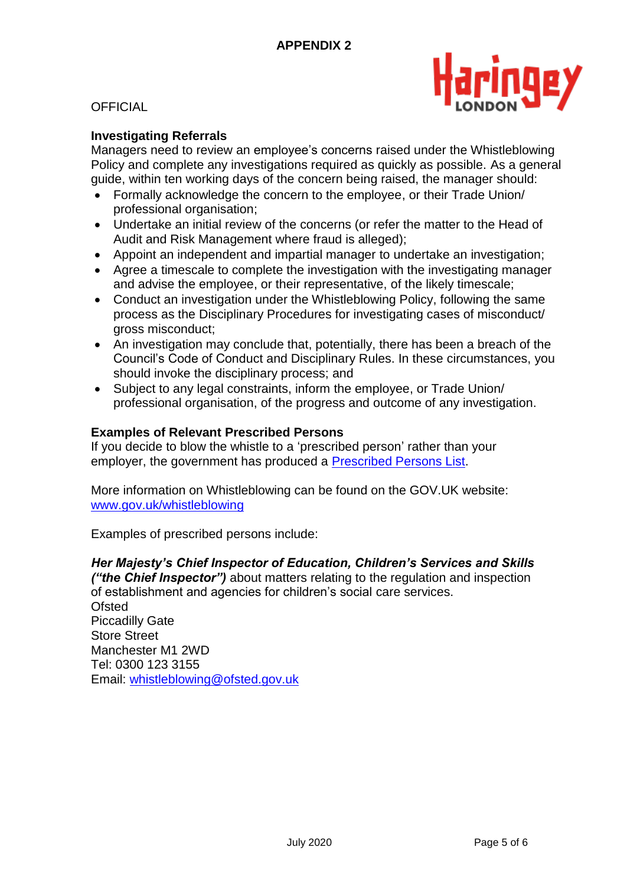**APPENDIX 2**

OFFICIAL

### Investigating Referrals

Managers need to review an employee's concerns raised under the Whistleblowing Policy and complete any investigations required as quickly as possible. As a general guide, within ten working days of the concern being raised, the manager should:

- Formally acknowledge the concern to the employee, or their Trade Union/ professional organisation;
- Undertake an initial review of the concerns (or refer the matter to the Head of Audit and Risk Management where fraud is alleged);
- Appoint an independent and impartial manager to undertake an investigation;
- Agree a timescale to complete the investigation with the investigating manager and advise the employee, or their representative, of the likely timescale;
- Conduct an investigation under the Whistleblowing Policy, following the same process as the Disciplinary Procedures for investigating cases of misconduct/ gross misconduct;
- An investigation may conclude that, potentially, there has been a breach of the Council's Code of Conduct and Disciplinary Rules. In these circumstances, you should invoke the disciplinary process; and
- Subject to any legal constraints, inform the employee, or Trade Union/ professional organisation, of the progress and outcome of any investigation.

### Examples of Relevant Prescribed Persons

If you decide to blow the whistle to a 'prescribed person' rather than your employer, the government has produced a [Prescribed Persons List](Prescribed Persons List).

More information on Whistleblowing can be found on the GOV.UK website: [www.gov.uk/whistleblowing](www.gov.uk/whistleblowing)

Examples of prescribed persons include:

***Her Majesty's Chief Inspector of Education, Children's Services and Skills ("the Chief Inspector")*** about matters relating to the regulation and inspection of establishment and agencies for children's social care services.
Ofsted
Piccadilly Gate
Store Street
Manchester M1 2WD
Tel: 0300 123 3155
Email: [whistleblowing@ofsted.gov.uk](mailto:whistleblowing@ofsted.gov.uk)

July 2020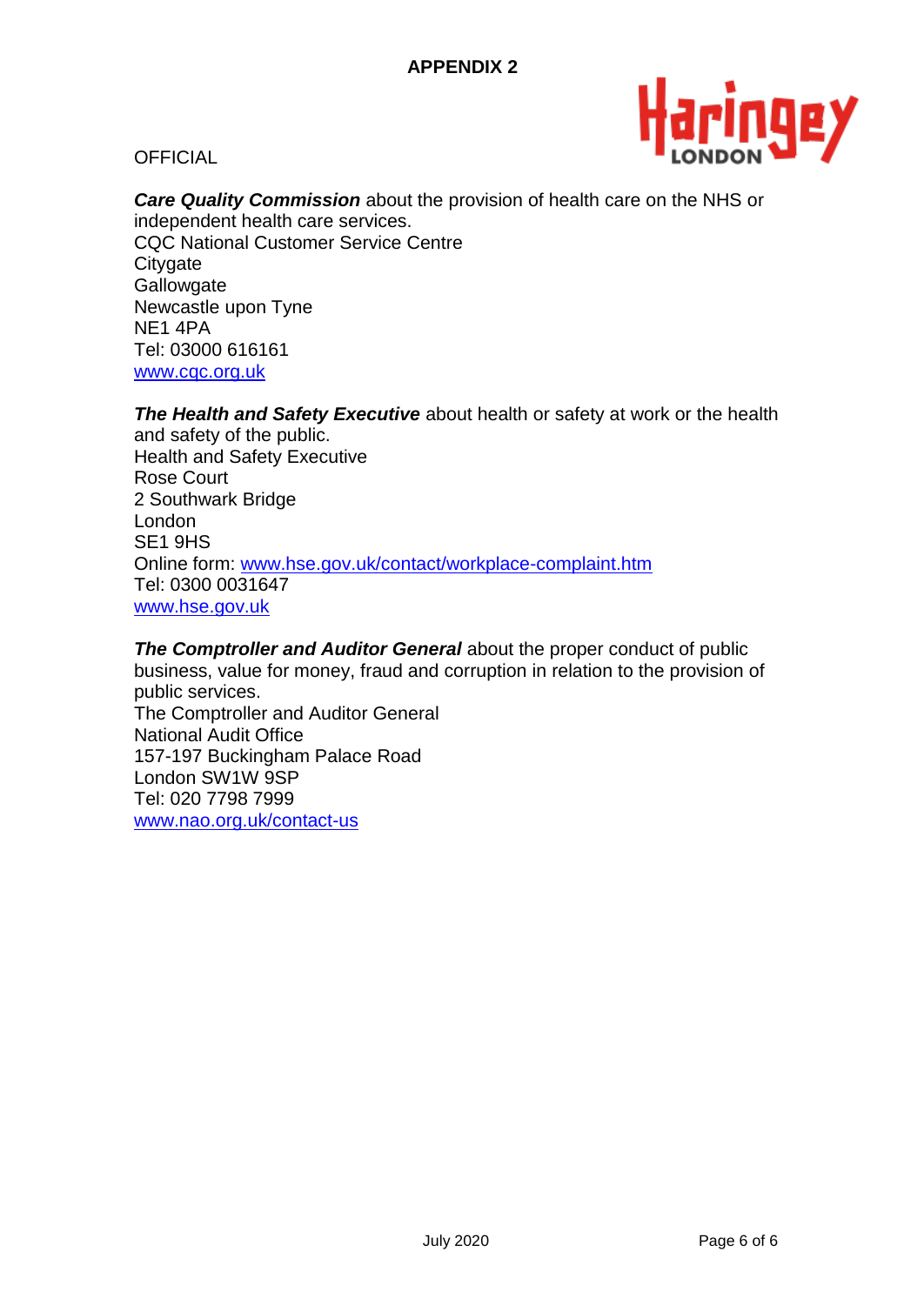APPENDIX 2

OFFICIAL

***Care Quality Commission*** about the provision of health care on the NHS or independent health care services.
CQC National Customer Service Centre
Citygate
Gallowgate
Newcastle upon Tyne
NE1 4PA
Tel: 03000 616161
www.cqc.org.uk

***The Health and Safety Executive*** about health or safety at work or the health and safety of the public.
Health and Safety Executive
Rose Court
2 Southwark Bridge
London
SE1 9HS
Online form: www.hse.gov.uk/contact/workplace-complaint.htm
Tel: 0300 0031647
www.hse.gov.uk

***The Comptroller and Auditor General*** about the proper conduct of public business, value for money, fraud and corruption in relation to the provision of public services.
The Comptroller and Auditor General
National Audit Office
157-197 Buckingham Palace Road
London SW1W 9SP
Tel: 020 7798 7999
www.nao.org.uk/contact-us

July 2020